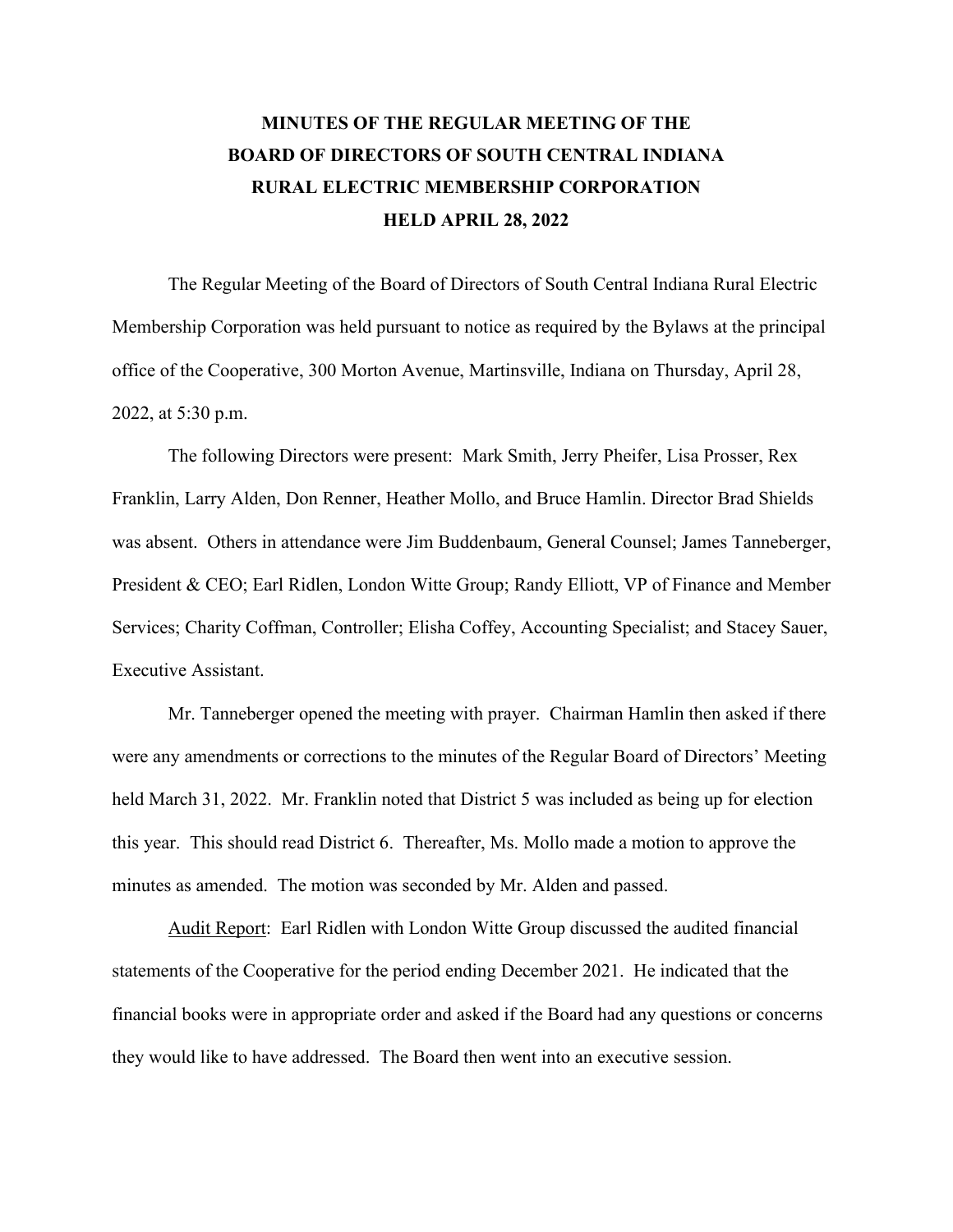# MINUTES OF THE REGULAR MEETING OF THE BOARD OF DIRECTORS OF SOUTH CENTRAL INDIANA RURAL ELECTRIC MEMBERSHIP CORPORATION HELD APRIL 28, 2022

The Regular Meeting of the Board of Directors of South Central Indiana Rural Electric Membership Corporation was held pursuant to notice as required by the Bylaws at the principal office of the Cooperative, 300 Morton Avenue, Martinsville, Indiana on Thursday, April 28, 2022, at 5:30 p.m.

The following Directors were present: Mark Smith, Jerry Pheifer, Lisa Prosser, Rex Franklin, Larry Alden, Don Renner, Heather Mollo, and Bruce Hamlin. Director Brad Shields was absent. Others in attendance were Jim Buddenbaum, General Counsel; James Tanneberger, President & CEO; Earl Ridlen, London Witte Group; Randy Elliott, VP of Finance and Member Services; Charity Coffman, Controller; Elisha Coffey, Accounting Specialist; and Stacey Sauer, Executive Assistant.

Mr. Tanneberger opened the meeting with prayer. Chairman Hamlin then asked if there were any amendments or corrections to the minutes of the Regular Board of Directors' Meeting held March 31, 2022. Mr. Franklin noted that District 5 was included as being up for election this year. This should read District 6. Thereafter, Ms. Mollo made a motion to approve the minutes as amended. The motion was seconded by Mr. Alden and passed.

<u>Audit Report</u>: Earl Ridlen with London Witte Group discussed the audited financial statements of the Cooperative for the period ending December 2021. He indicated that the financial books were in appropriate order and asked if the Board had any questions or concerns they would like to have addressed. The Board then went into an executive session.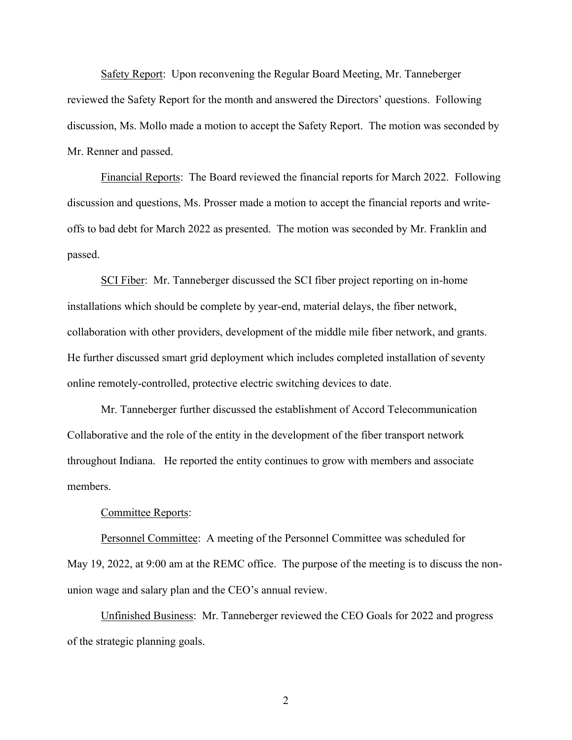Safety Report: Upon reconvening the Regular Board Meeting, Mr. Tanneberger reviewed the Safety Report for the month and answered the Directors' questions. Following discussion, Ms. Mollo made a motion to accept the Safety Report. The motion was seconded by Mr. Renner and passed.

Financial Reports: The Board reviewed the financial reports for March 2022. Following discussion and questions, Ms. Prosser made a motion to accept the financial reports and write-offs to bad debt for March 2022 as presented. The motion was seconded by Mr. Franklin and passed.

SCI Fiber: Mr. Tanneberger discussed the SCI fiber project reporting on in-home installations which should be complete by year-end, material delays, the fiber network, collaboration with other providers, development of the middle mile fiber network, and grants. He further discussed smart grid deployment which includes completed installation of seventy online remotely-controlled, protective electric switching devices to date.

Mr. Tanneberger further discussed the establishment of Accord Telecommunication Collaborative and the role of the entity in the development of the fiber transport network throughout Indiana. He reported the entity continues to grow with members and associate members.

Committee Reports:

Personnel Committee: A meeting of the Personnel Committee was scheduled for May 19, 2022, at 9:00 am at the REMC office. The purpose of the meeting is to discuss the non-union wage and salary plan and the CEO's annual review.

Unfinished Business: Mr. Tanneberger reviewed the CEO Goals for 2022 and progress of the strategic planning goals.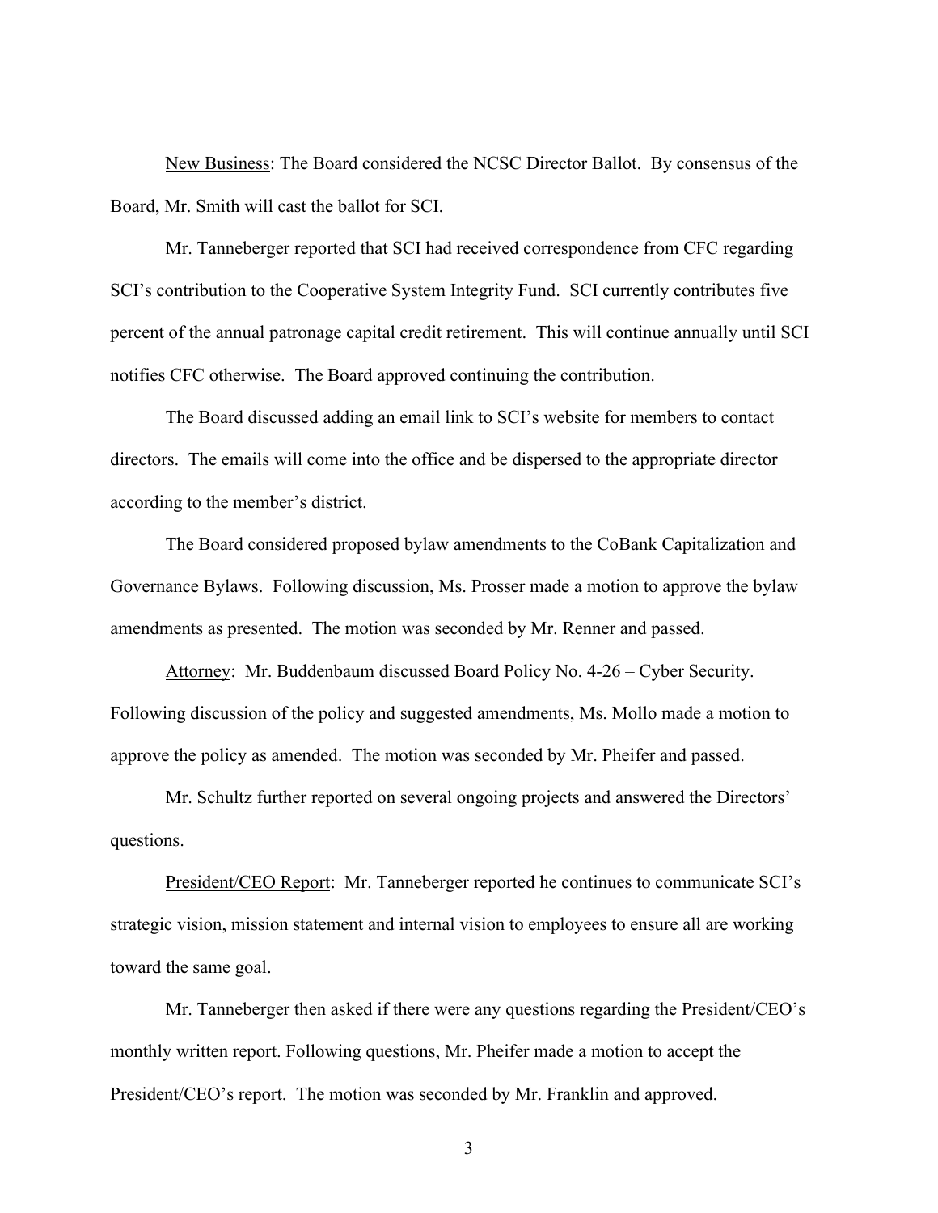<u>New Business</u>: The Board considered the NCSC Director Ballot. By consensus of the Board, Mr. Smith will cast the ballot for SCI.

Mr. Tanneberger reported that SCI had received correspondence from CFC regarding SCI's contribution to the Cooperative System Integrity Fund. SCI currently contributes five percent of the annual patronage capital credit retirement. This will continue annually until SCI notifies CFC otherwise. The Board approved continuing the contribution.

The Board discussed adding an email link to SCI's website for members to contact directors. The emails will come into the office and be dispersed to the appropriate director according to the member's district.

The Board considered proposed bylaw amendments to the CoBank Capitalization and Governance Bylaws. Following discussion, Ms. Prosser made a motion to approve the bylaw amendments as presented. The motion was seconded by Mr. Renner and passed.

<u>Attorney</u>: Mr. Buddenbaum discussed Board Policy No. 4-26 – Cyber Security. Following discussion of the policy and suggested amendments, Ms. Mollo made a motion to approve the policy as amended. The motion was seconded by Mr. Pheifer and passed.

Mr. Schultz further reported on several ongoing projects and answered the Directors' questions.

<u>President/CEO Report</u>: Mr. Tanneberger reported he continues to communicate SCI's strategic vision, mission statement and internal vision to employees to ensure all are working toward the same goal.

Mr. Tanneberger then asked if there were any questions regarding the President/CEO's monthly written report. Following questions, Mr. Pheifer made a motion to accept the President/CEO's report. The motion was seconded by Mr. Franklin and approved.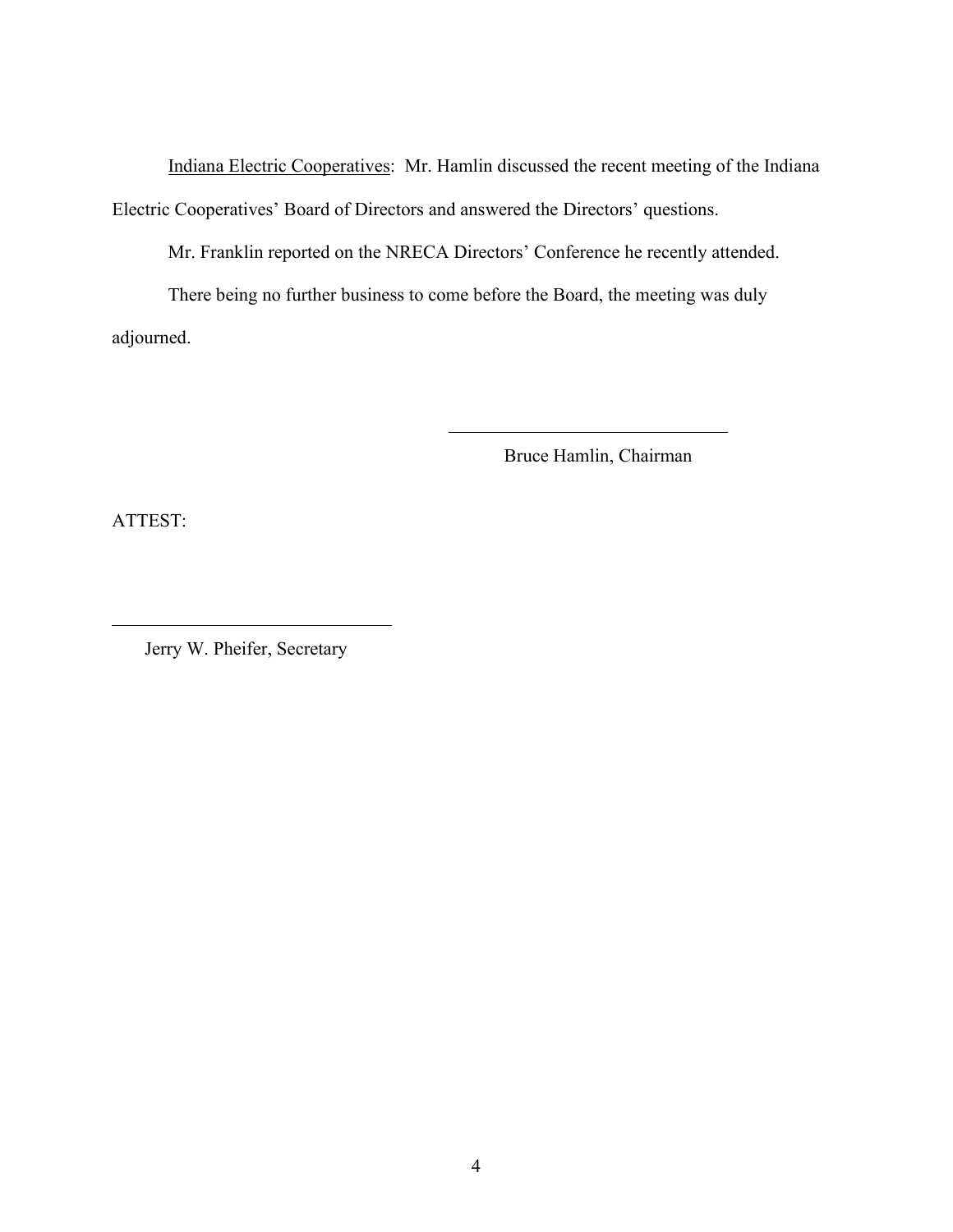Indiana Electric Cooperatives: Mr. Hamlin discussed the recent meeting of the Indiana Electric Cooperatives' Board of Directors and answered the Directors' questions.

Mr. Franklin reported on the NRECA Directors' Conference he recently attended.

There being no further business to come before the Board, the meeting was duly adjourned.

\_\_\_\_\_\_\_\_\_\_\_\_\_\_\_\_\_\_\_\_\_\_\_\_\_\_\_\_\_\_\_\_

Bruce Hamlin, Chairman

ATTEST:

\_\_\_\_\_\_\_\_\_\_\_\_\_\_\_\_\_\_\_\_\_\_\_\_\_\_\_\_\_\_\_\_

Jerry W. Pheifer, Secretary